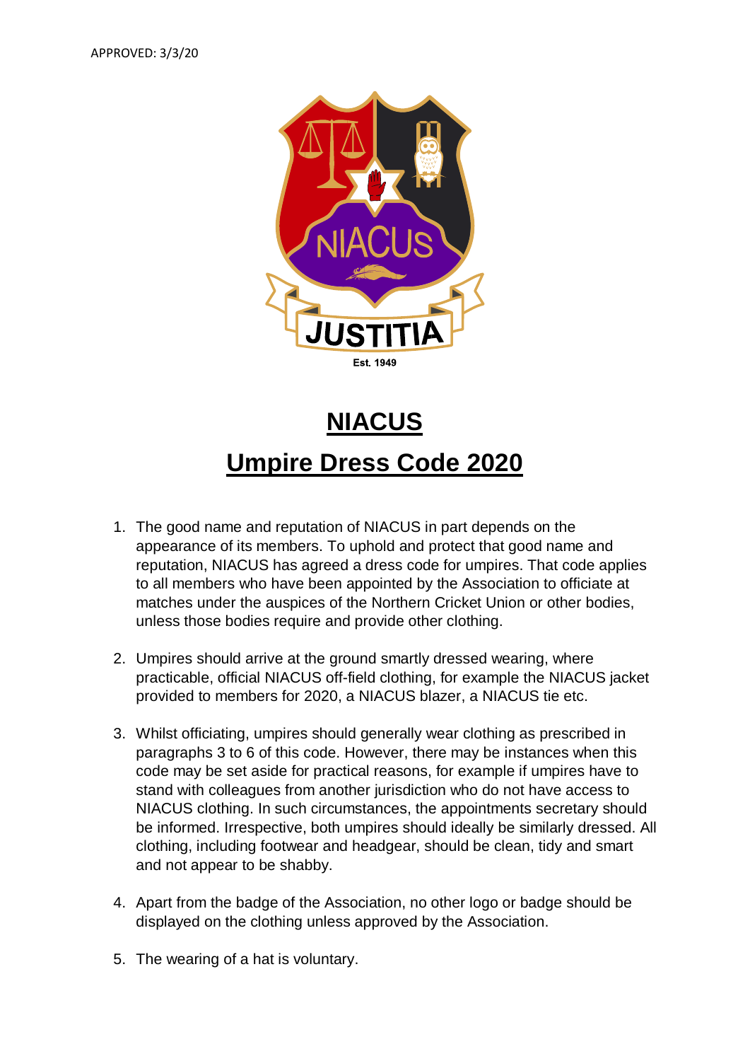APPROVED: 3/3/20

# NIACUS

## Umpire Dress Code 2020

1. The good name and reputation of NIACUS in part depends on the appearance of its members. To uphold and protect that good name and reputation, NIACUS has agreed a dress code for umpires. That code applies to all members who have been appointed by the Association to officiate at matches under the auspices of the Northern Cricket Union or other bodies, unless those bodies require and provide other clothing.

2. Umpires should arrive at the ground smartly dressed wearing, where practicable, official NIACUS off-field clothing, for example the NIACUS jacket provided to members for 2020, a NIACUS blazer, a NIACUS tie etc.

3. Whilst officiating, umpires should generally wear clothing as prescribed in paragraphs 3 to 6 of this code. However, there may be instances when this code may be set aside for practical reasons, for example if umpires have to stand with colleagues from another jurisdiction who do not have access to NIACUS clothing. In such circumstances, the appointments secretary should be informed. Irrespective, both umpires should ideally be similarly dressed. All clothing, including footwear and headgear, should be clean, tidy and smart and not appear to be shabby.

4. Apart from the badge of the Association, no other logo or badge should be displayed on the clothing unless approved by the Association.

5. The wearing of a hat is voluntary.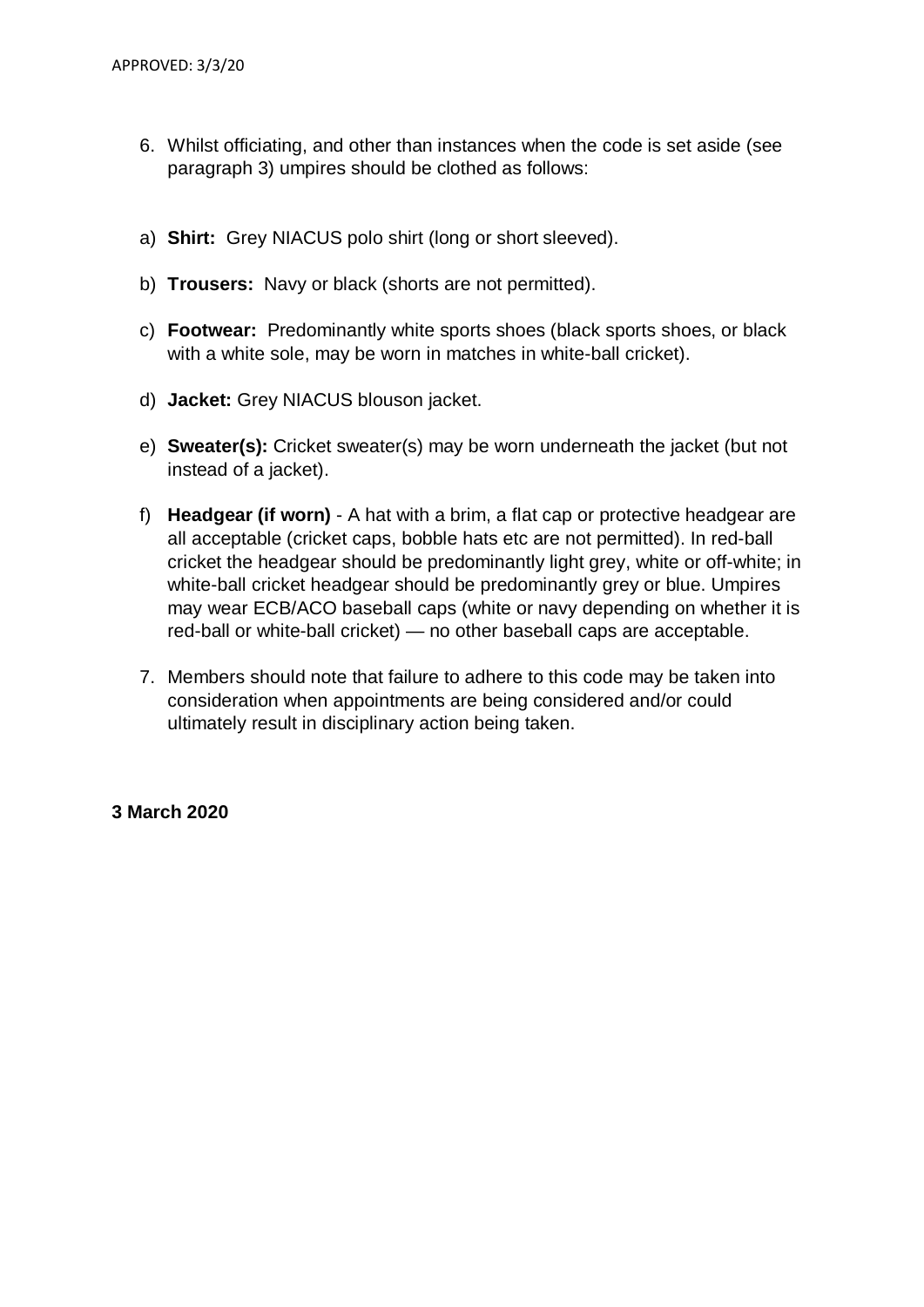6. Whilst officiating, and other than instances when the code is set aside (see paragraph 3) umpires should be clothed as follows:

a) **Shirt:** Grey NIACUS polo shirt (long or short sleeved).

b) **Trousers:** Navy or black (shorts are not permitted).

c) **Footwear:** Predominantly white sports shoes (black sports shoes, or black with a white sole, may be worn in matches in white-ball cricket).

d) **Jacket:** Grey NIACUS blouson jacket.

e) **Sweater(s):** Cricket sweater(s) may be worn underneath the jacket (but not instead of a jacket).

f) **Headgear (if worn)** - A hat with a brim, a flat cap or protective headgear are all acceptable (cricket caps, bobble hats etc are not permitted). In red-ball cricket the headgear should be predominantly light grey, white or off-white; in white-ball cricket headgear should be predominantly grey or blue. Umpires may wear ECB/ACO baseball caps (white or navy depending on whether it is red-ball or white-ball cricket) — no other baseball caps are acceptable.

7. Members should note that failure to adhere to this code may be taken into consideration when appointments are being considered and/or could ultimately result in disciplinary action being taken.

**3 March 2020**